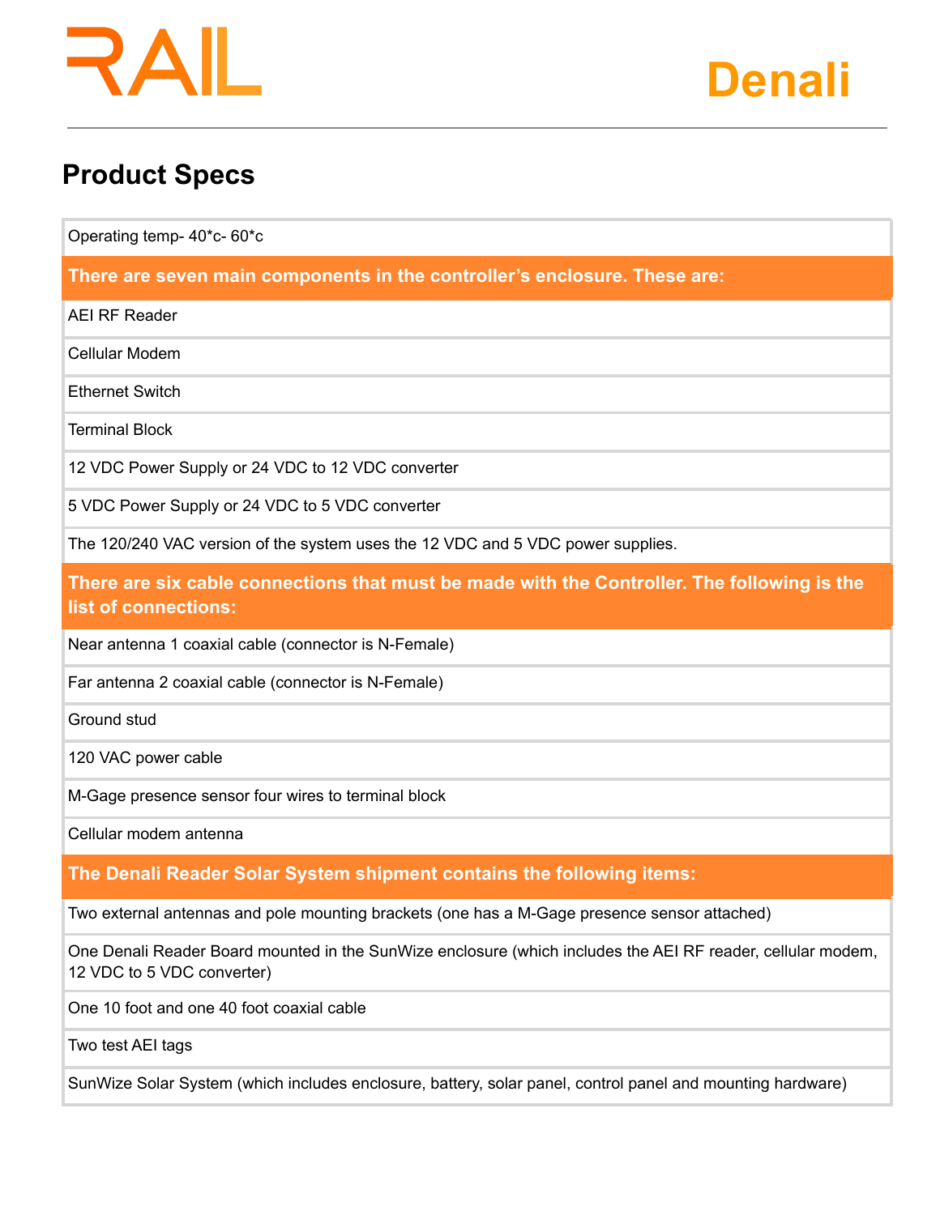RAIL

# Denali

## Product Specs

| Operating temp- 40*c- 60*c |
|---|
| **There are seven main components in the controller's enclosure. These are:** |
| AEI RF Reader |
| Cellular Modem |
| Ethernet Switch |
| Terminal Block |
| 12 VDC Power Supply or 24 VDC to 12 VDC converter |
| 5 VDC Power Supply or 24 VDC to 5 VDC converter |
| The 120/240 VAC version of the system uses the 12 VDC and 5 VDC power supplies. |
| **There are six cable connections that must be made with the Controller. The following is the list of connections:** |
| Near antenna 1 coaxial cable (connector is N-Female) |
| Far antenna 2 coaxial cable (connector is N-Female) |
| Ground stud |
| 120 VAC power cable |
| M-Gage presence sensor four wires to terminal block |
| Cellular modem antenna |
| **The Denali Reader Solar System shipment contains the following items:** |
| Two external antennas and pole mounting brackets (one has a M-Gage presence sensor attached) |
| One Denali Reader Board mounted in the SunWize enclosure (which includes the AEI RF reader, cellular modem, 12 VDC to 5 VDC converter) |
| One 10 foot and one 40 foot coaxial cable |
| Two test AEI tags |
| SunWize Solar System (which includes enclosure, battery, solar panel, control panel and mounting hardware) |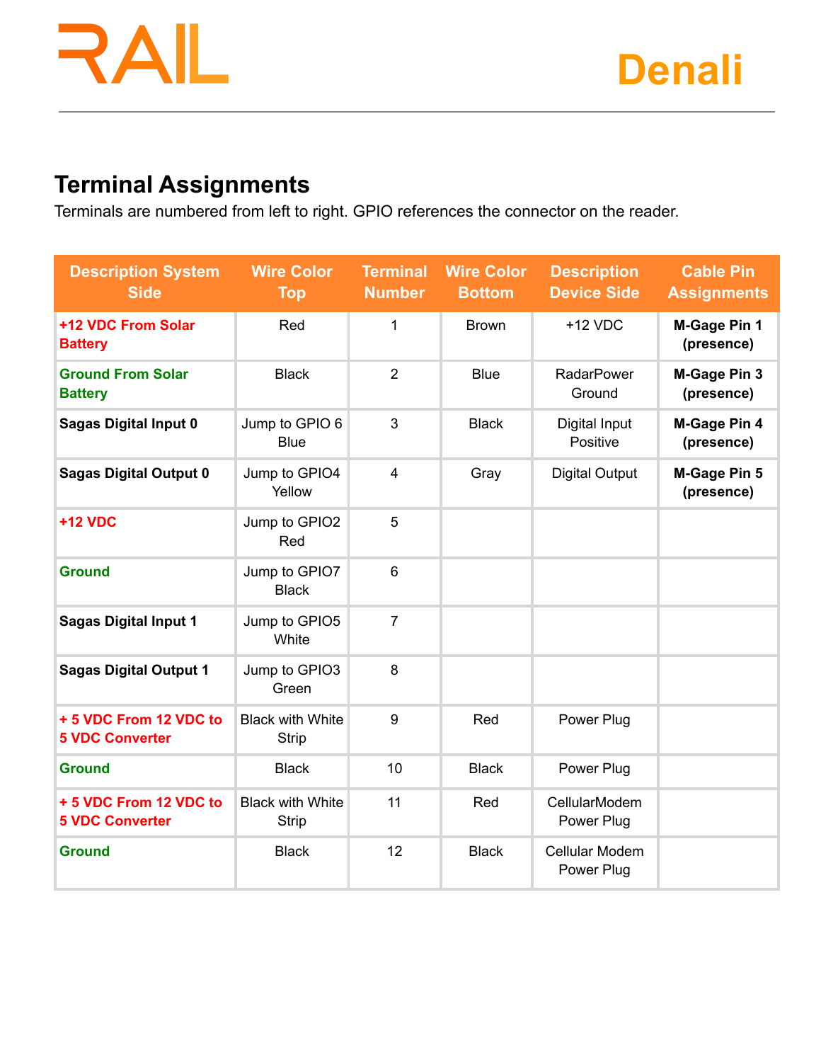# RAIL Denali

## Terminal Assignments

Terminals are numbered from left to right. GPIO references the connector on the reader.

| Description System Side | Wire Color Top | Terminal Number | Wire Color Bottom | Description Device Side | Cable Pin Assignments |
|---|---|---|---|---|---|
| **+12 VDC From Solar Battery** | Red | 1 | Brown | +12 VDC | **M-Gage Pin 1 (presence)** |
| **Ground From Solar Battery** | Black | 2 | Blue | RadarPower Ground | **M-Gage Pin 3 (presence)** |
| **Sagas Digital Input 0** | Jump to GPIO 6 Blue | 3 | Black | Digital Input Positive | **M-Gage Pin 4 (presence)** |
| **Sagas Digital Output 0** | Jump to GPIO4 Yellow | 4 | Gray | Digital Output | **M-Gage Pin 5 (presence)** |
| **+12 VDC** | Jump to GPIO2 Red | 5 | | | |
| **Ground** | Jump to GPIO7 Black | 6 | | | |
| **Sagas Digital Input 1** | Jump to GPIO5 White | 7 | | | |
| **Sagas Digital Output 1** | Jump to GPIO3 Green | 8 | | | |
| **+ 5 VDC From 12 VDC to 5 VDC Converter** | Black with White Strip | 9 | Red | Power Plug | |
| **Ground** | Black | 10 | Black | Power Plug | |
| **+ 5 VDC From 12 VDC to 5 VDC Converter** | Black with White Strip | 11 | Red | CellularModem Power Plug | |
| **Ground** | Black | 12 | Black | Cellular Modem Power Plug | |